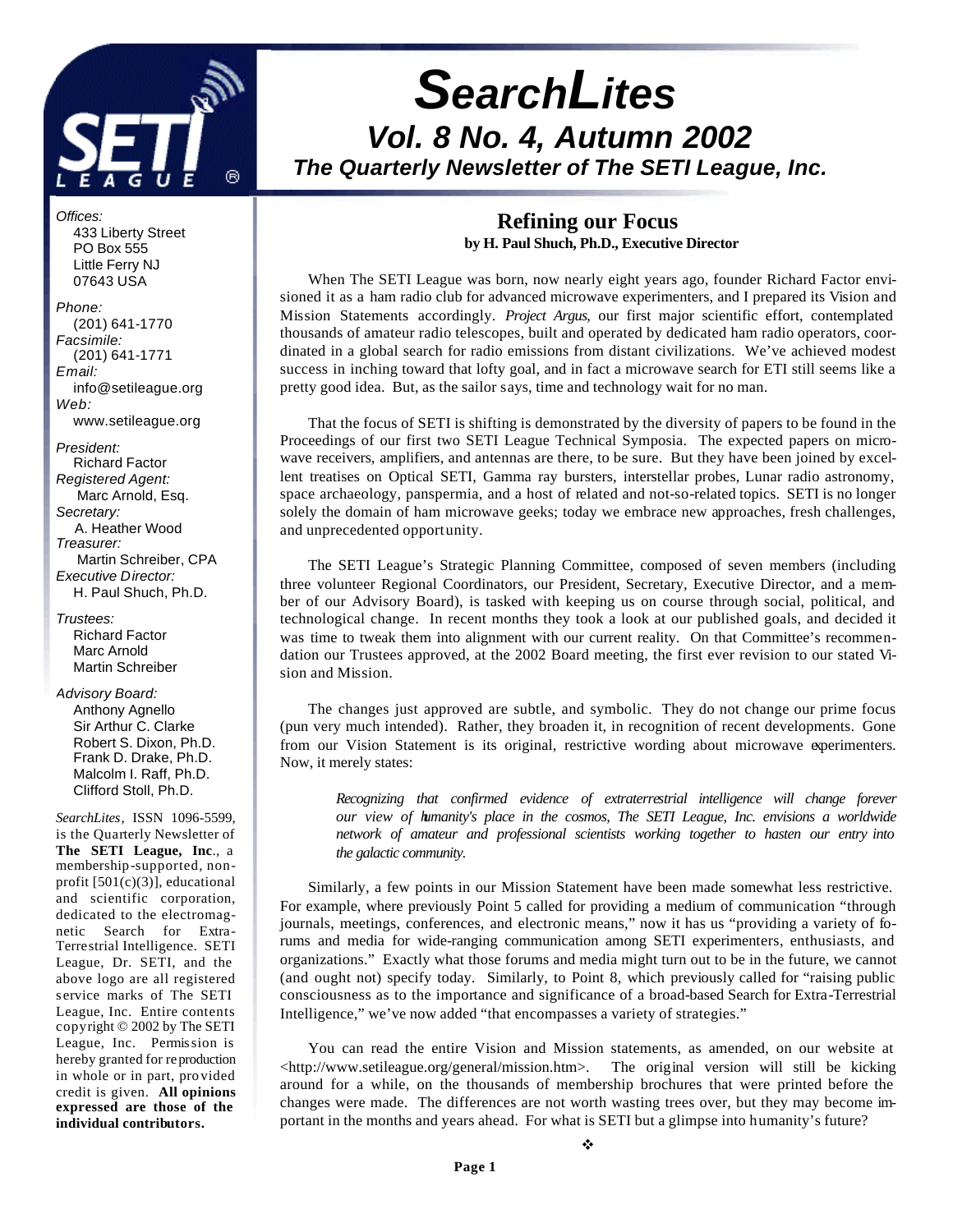# SearchLites

## Vol. 8 No. 4, Autumn 2002

### The Quarterly Newsletter of The SETI League, Inc.

*Offices:*
433 Liberty Street
PO Box 555
Little Ferry NJ
07643 USA

*Phone:*
(201) 641-1770
*Facsimile:*
(201) 641-1771
*Email:*
info@setileague.org
*Web:*
www.setileague.org

*President:*
Richard Factor
*Registered Agent:*
Marc Arnold, Esq.
*Secretary:*
A. Heather Wood
*Treasurer:*
Martin Schreiber, CPA
*Executive Director:*
H. Paul Shuch, Ph.D.

*Trustees:*
Richard Factor
Marc Arnold
Martin Schreiber

*Advisory Board:*
Anthony Agnello
Sir Arthur C. Clarke
Robert S. Dixon, Ph.D.
Frank D. Drake, Ph.D.
Malcolm I. Raff, Ph.D.
Clifford Stoll, Ph.D.

*SearchLites*, ISSN 1096-5599, is the Quarterly Newsletter of **The SETI League, Inc**., a membership-supported, non-profit [501(c)(3)], educational and scientific corporation, dedicated to the electromagnetic Search for Extra-Terrestrial Intelligence. SETI League, Dr. SETI, and the above logo are all registered service marks of The SETI League, Inc. Entire contents copyright © 2002 by The SETI League, Inc. Permission is hereby granted for reproduction in whole or in part, provided credit is given. **All opinions expressed are those of the individual contributors.**

## Refining our Focus

**by H. Paul Shuch, Ph.D., Executive Director**

When The SETI League was born, now nearly eight years ago, founder Richard Factor envisioned it as a ham radio club for advanced microwave experimenters, and I prepared its Vision and Mission Statements accordingly. *Project Argus*, our first major scientific effort, contemplated thousands of amateur radio telescopes, built and operated by dedicated ham radio operators, coordinated in a global search for radio emissions from distant civilizations. We've achieved modest success in inching toward that lofty goal, and in fact a microwave search for ETI still seems like a pretty good idea. But, as the sailor says, time and technology wait for no man.

That the focus of SETI is shifting is demonstrated by the diversity of papers to be found in the Proceedings of our first two SETI League Technical Symposia. The expected papers on microwave receivers, amplifiers, and antennas are there, to be sure. But they have been joined by excellent treatises on Optical SETI, Gamma ray bursters, interstellar probes, Lunar radio astronomy, space archaeology, panspermia, and a host of related and not-so-related topics. SETI is no longer solely the domain of ham microwave geeks; today we embrace new approaches, fresh challenges, and unprecedented opportunity.

The SETI League's Strategic Planning Committee, composed of seven members (including three volunteer Regional Coordinators, our President, Secretary, Executive Director, and a member of our Advisory Board), is tasked with keeping us on course through social, political, and technological change. In recent months they took a look at our published goals, and decided it was time to tweak them into alignment with our current reality. On that Committee's recommendation our Trustees approved, at the 2002 Board meeting, the first ever revision to our stated Vision and Mission.

The changes just approved are subtle, and symbolic. They do not change our prime focus (pun very much intended). Rather, they broaden it, in recognition of recent developments. Gone from our Vision Statement is its original, restrictive wording about microwave experimenters. Now, it merely states:

> *Recognizing that confirmed evidence of extraterrestrial intelligence will change forever our view of humanity's place in the cosmos, The SETI League, Inc. envisions a worldwide network of amateur and professional scientists working together to hasten our entry into the galactic community.*

Similarly, a few points in our Mission Statement have been made somewhat less restrictive. For example, where previously Point 5 called for providing a medium of communication "through journals, meetings, conferences, and electronic means," now it has us "providing a variety of forums and media for wide-ranging communication among SETI experimenters, enthusiasts, and organizations." Exactly what those forums and media might turn out to be in the future, we cannot (and ought not) specify today. Similarly, to Point 8, which previously called for "raising public consciousness as to the importance and significance of a broad-based Search for Extra-Terrestrial Intelligence," we've now added "that encompasses a variety of strategies."

You can read the entire Vision and Mission statements, as amended, on our website at <http://www.setileague.org/general/mission.htm>. The original version will still be kicking around for a while, on the thousands of membership brochures that were printed before the changes were made. The differences are not worth wasting trees over, but they may become important in the months and years ahead. For what is SETI but a glimpse into humanity's future?

❖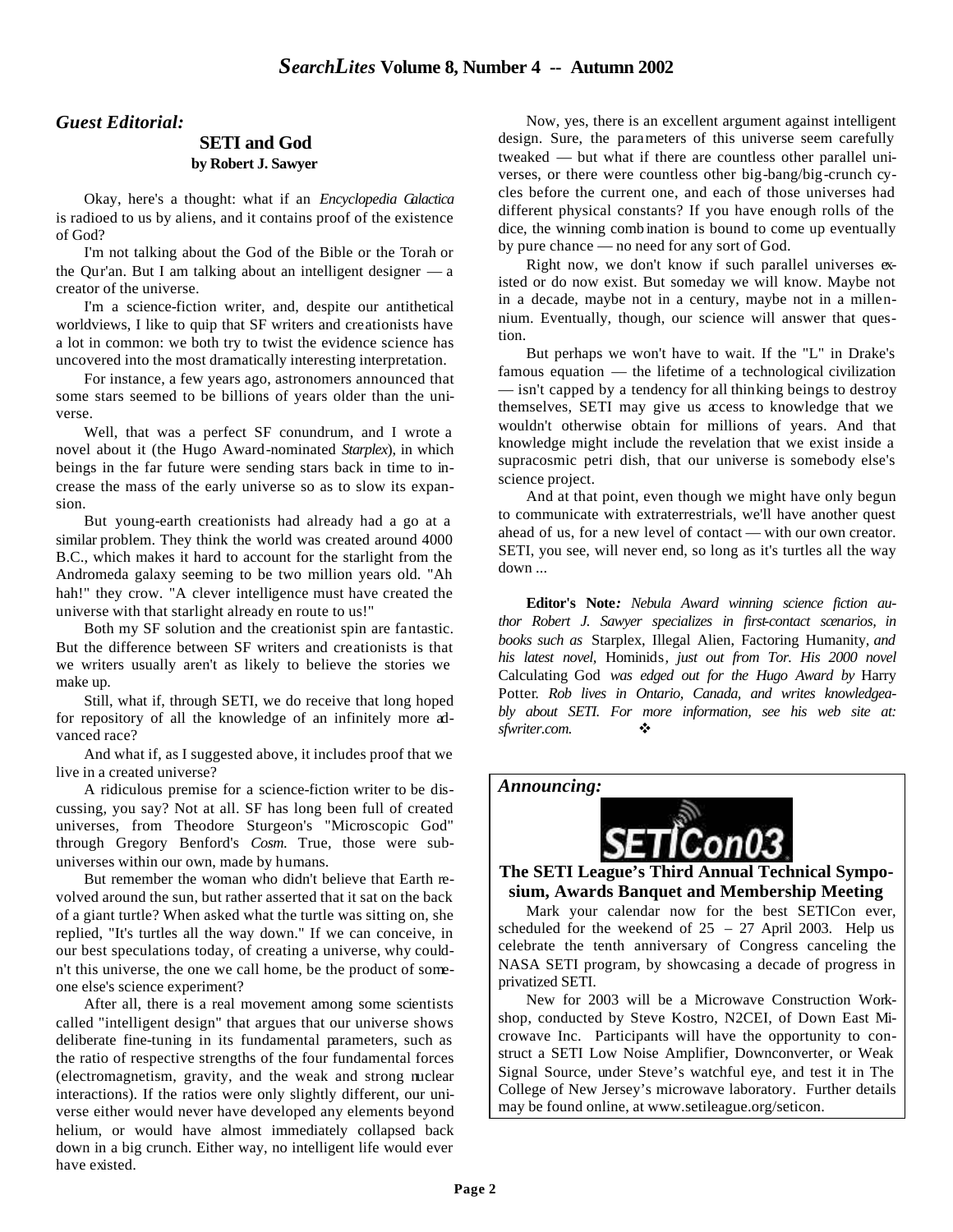## *Guest Editorial:*

### SETI and God

**by Robert J. Sawyer**

Okay, here's a thought: what if an *Encyclopedia Galactica* is radioed to us by aliens, and it contains proof of the existence of God?

I'm not talking about the God of the Bible or the Torah or the Qur'an. But I am talking about an intelligent designer — a creator of the universe.

I'm a science-fiction writer, and, despite our antithetical worldviews, I like to quip that SF writers and creationists have a lot in common: we both try to twist the evidence science has uncovered into the most dramatically interesting interpretation.

For instance, a few years ago, astronomers announced that some stars seemed to be billions of years older than the universe.

Well, that was a perfect SF conundrum, and I wrote a novel about it (the Hugo Award-nominated *Starplex*), in which beings in the far future were sending stars back in time to increase the mass of the early universe so as to slow its expansion.

But young-earth creationists had already had a go at a similar problem. They think the world was created around 4000 B.C., which makes it hard to account for the starlight from the Andromeda galaxy seeming to be two million years old. "Ah hah!" they crow. "A clever intelligence must have created the universe with that starlight already en route to us!"

Both my SF solution and the creationist spin are fantastic. But the difference between SF writers and creationists is that we writers usually aren't as likely to believe the stories we make up.

Still, what if, through SETI, we do receive that long hoped for repository of all the knowledge of an infinitely more advanced race?

And what if, as I suggested above, it includes proof that we live in a created universe?

A ridiculous premise for a science-fiction writer to be discussing, you say? Not at all. SF has long been full of created universes, from Theodore Sturgeon's "Microscopic God" through Gregory Benford's *Cosm*. True, those were sub-universes within our own, made by humans.

But remember the woman who didn't believe that Earth revolved around the sun, but rather asserted that it sat on the back of a giant turtle? When asked what the turtle was sitting on, she replied, "It's turtles all the way down." If we can conceive, in our best speculations today, of creating a universe, why couldn't this universe, the one we call home, be the product of someone else's science experiment?

After all, there is a real movement among some scientists called "intelligent design" that argues that our universe shows deliberate fine-tuning in its fundamental parameters, such as the ratio of respective strengths of the four fundamental forces (electromagnetism, gravity, and the weak and strong nuclear interactions). If the ratios were only slightly different, our universe either would never have developed any elements beyond helium, or would have almost immediately collapsed back down in a big crunch. Either way, no intelligent life would ever have existed.

Now, yes, there is an excellent argument against intelligent design. Sure, the parameters of this universe seem carefully tweaked — but what if there are countless other parallel universes, or there were countless other big-bang/big-crunch cycles before the current one, and each of those universes had different physical constants? If you have enough rolls of the dice, the winning combination is bound to come up eventually by pure chance — no need for any sort of God.

Right now, we don't know if such parallel universes existed or do now exist. But someday we will know. Maybe not in a decade, maybe not in a century, maybe not in a millennium. Eventually, though, our science will answer that question.

But perhaps we won't have to wait. If the "L" in Drake's famous equation — the lifetime of a technological civilization — isn't capped by a tendency for all thinking beings to destroy themselves, SETI may give us access to knowledge that we wouldn't otherwise obtain for millions of years. And that knowledge might include the revelation that we exist inside a supracosmic petri dish, that our universe is somebody else's science project.

And at that point, even though we might have only begun to communicate with extraterrestrials, we'll have another quest ahead of us, for a new level of contact — with our own creator. SETI, you see, will never end, so long as it's turtles all the way down ...

**Editor's Note***: Nebula Award winning science fiction author Robert J. Sawyer specializes in first-contact scenarios, in books such as* Starplex, Illegal Alien, Factoring Humanity*, and his latest novel,* Hominids*, just out from Tor. His 2000 novel* Calculating God *was edged out for the Hugo Award by* Harry Potter. *Rob lives in Ontario, Canada, and writes knowledgeably about SETI. For more information, see his web site at: sfwriter.com.* ❖

## *Announcing:*

SETICon03

### The SETI League's Third Annual Technical Symposium, Awards Banquet and Membership Meeting

Mark your calendar now for the best SETICon ever, scheduled for the weekend of 25 – 27 April 2003. Help us celebrate the tenth anniversary of Congress canceling the NASA SETI program, by showcasing a decade of progress in privatized SETI.

New for 2003 will be a Microwave Construction Workshop, conducted by Steve Kostro, N2CEI, of Down East Microwave Inc. Participants will have the opportunity to construct a SETI Low Noise Amplifier, Downconverter, or Weak Signal Source, under Steve's watchful eye, and test it in The College of New Jersey's microwave laboratory. Further details may be found online, at www.setileague.org/seticon.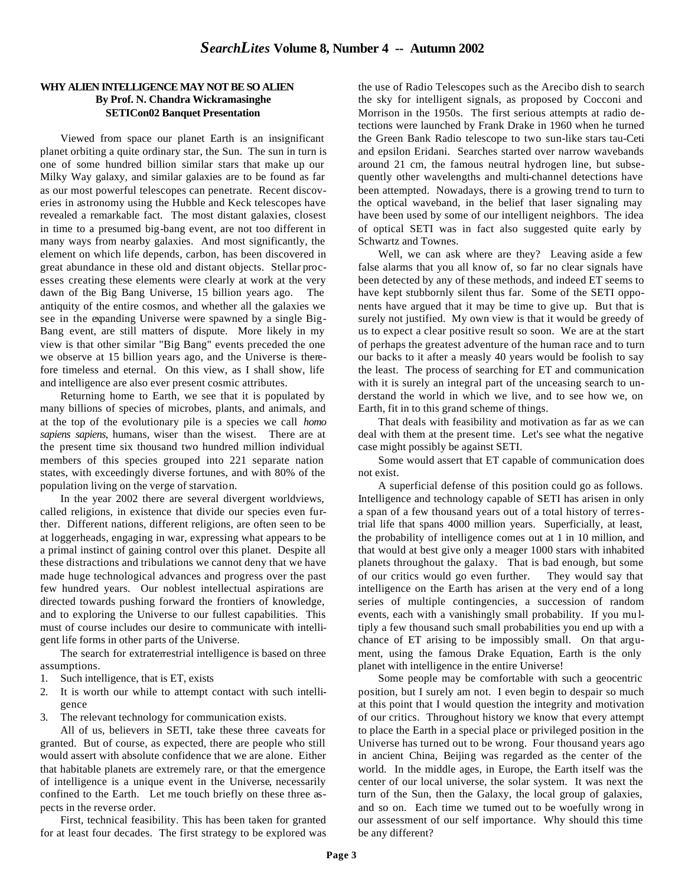## WHY ALIEN INTELLIGENCE MAY NOT BE SO ALIEN

**By Prof. N. Chandra Wickramasinghe**
**SETICon02 Banquet Presentation**

Viewed from space our planet Earth is an insignificant planet orbiting a quite ordinary star, the Sun. The sun in turn is one of some hundred billion similar stars that make up our Milky Way galaxy, and similar galaxies are to be found as far as our most powerful telescopes can penetrate. Recent discoveries in astronomy using the Hubble and Keck telescopes have revealed a remarkable fact. The most distant galaxies, closest in time to a presumed big-bang event, are not too different in many ways from nearby galaxies. And most significantly, the element on which life depends, carbon, has been discovered in great abundance in these old and distant objects. Stellar processes creating these elements were clearly at work at the very dawn of the Big Bang Universe, 15 billion years ago. The antiquity of the entire cosmos, and whether all the galaxies we see in the expanding Universe were spawned by a single Big-Bang event, are still matters of dispute. More likely in my view is that other similar "Big Bang" events preceded the one we observe at 15 billion years ago, and the Universe is therefore timeless and eternal. On this view, as I shall show, life and intelligence are also ever present cosmic attributes.

Returning home to Earth, we see that it is populated by many billions of species of microbes, plants, and animals, and at the top of the evolutionary pile is a species we call *homo sapiens sapiens*, humans, wiser than the wisest. There are at the present time six thousand two hundred million individual members of this species grouped into 221 separate nation states, with exceedingly diverse fortunes, and with 80% of the population living on the verge of starvation.

In the year 2002 there are several divergent worldviews, called religions, in existence that divide our species even further. Different nations, different religions, are often seen to be at loggerheads, engaging in war, expressing what appears to be a primal instinct of gaining control over this planet. Despite all these distractions and tribulations we cannot deny that we have made huge technological advances and progress over the past few hundred years. Our noblest intellectual aspirations are directed towards pushing forward the frontiers of knowledge, and to exploring the Universe to our fullest capabilities. This must of course includes our desire to communicate with intelligent life forms in other parts of the Universe.

The search for extraterrestrial intelligence is based on three assumptions.

1. Such intelligence, that is ET, exists
2. It is worth our while to attempt contact with such intelligence
3. The relevant technology for communication exists.

All of us, believers in SETI, take these three caveats for granted. But of course, as expected, there are people who still would assert with absolute confidence that we are alone. Either that habitable planets are extremely rare, or that the emergence of intelligence is a unique event in the Universe, necessarily confined to the Earth. Let me touch briefly on these three aspects in the reverse order.

First, technical feasibility. This has been taken for granted for at least four decades. The first strategy to be explored was the use of Radio Telescopes such as the Arecibo dish to search the sky for intelligent signals, as proposed by Cocconi and Morrison in the 1950s. The first serious attempts at radio detections were launched by Frank Drake in 1960 when he turned the Green Bank Radio telescope to two sun-like stars tau-Ceti and epsilon Eridani. Searches started over narrow wavebands around 21 cm, the famous neutral hydrogen line, but subsequently other wavelengths and multi-channel detections have been attempted. Nowadays, there is a growing trend to turn to the optical waveband, in the belief that laser signaling may have been used by some of our intelligent neighbors. The idea of optical SETI was in fact also suggested quite early by Schwartz and Townes.

Well, we can ask where are they? Leaving aside a few false alarms that you all know of, so far no clear signals have been detected by any of these methods, and indeed ET seems to have kept stubbornly silent thus far. Some of the SETI opponents have argued that it may be time to give up. But that is surely not justified. My own view is that it would be greedy of us to expect a clear positive result so soon. We are at the start of perhaps the greatest adventure of the human race and to turn our backs to it after a measly 40 years would be foolish to say the least. The process of searching for ET and communication with it is surely an integral part of the unceasing search to understand the world in which we live, and to see how we, on Earth, fit in to this grand scheme of things.

That deals with feasibility and motivation as far as we can deal with them at the present time. Let's see what the negative case might possibly be against SETI.

Some would assert that ET capable of communication does not exist.

A superficial defense of this position could go as follows. Intelligence and technology capable of SETI has arisen in only a span of a few thousand years out of a total history of terrestrial life that spans 4000 million years. Superficially, at least, the probability of intelligence comes out at 1 in 10 million, and that would at best give only a meager 1000 stars with inhabited planets throughout the galaxy. That is bad enough, but some of our critics would go even further. They would say that intelligence on the Earth has arisen at the very end of a long series of multiple contingencies, a succession of random events, each with a vanishingly small probability. If you multiply a few thousand such small probabilities you end up with a chance of ET arising to be impossibly small. On that argument, using the famous Drake Equation, Earth is the only planet with intelligence in the entire Universe!

Some people may be comfortable with such a geocentric position, but I surely am not. I even begin to despair so much at this point that I would question the integrity and motivation of our critics. Throughout history we know that every attempt to place the Earth in a special place or privileged position in the Universe has turned out to be wrong. Four thousand years ago in ancient China, Beijing was regarded as the center of the world. In the middle ages, in Europe, the Earth itself was the center of our local universe, the solar system. It was next the turn of the Sun, then the Galaxy, the local group of galaxies, and so on. Each time we turned out to be woefully wrong in our assessment of our self importance. Why should this time be any different?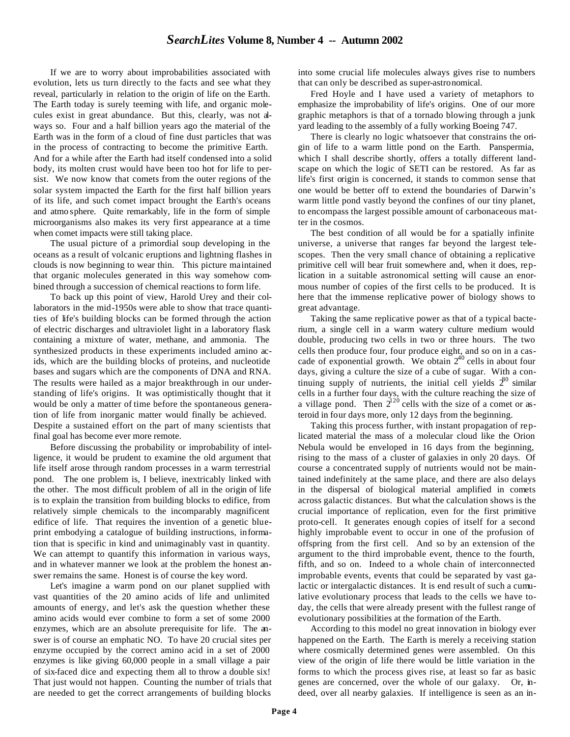If we are to worry about improbabilities associated with evolution, lets us turn directly to the facts and see what they reveal, particularly in relation to the origin of life on the Earth. The Earth today is surely teeming with life, and organic molecules exist in great abundance. But this, clearly, was not always so. Four and a half billion years ago the material of the Earth was in the form of a cloud of fine dust particles that was in the process of contracting to become the primitive Earth. And for a while after the Earth had itself condensed into a solid body, its molten crust would have been too hot for life to persist. We now know that comets from the outer regions of the solar system impacted the Earth for the first half billion years of its life, and such comet impact brought the Earth's oceans and atmosphere. Quite remarkably, life in the form of simple microorganisms also makes its very first appearance at a time when comet impacts were still taking place.

The usual picture of a primordial soup developing in the oceans as a result of volcanic eruptions and lightning flashes in clouds is now beginning to wear thin. This picture maintained that organic molecules generated in this way somehow combined through a succession of chemical reactions to form life.

To back up this point of view, Harold Urey and their collaborators in the mid-1950s were able to show that trace quantities of life's building blocks can be formed through the action of electric discharges and ultraviolet light in a laboratory flask containing a mixture of water, methane, and ammonia. The synthesized products in these experiments included amino acids, which are the building blocks of proteins, and nucleotide bases and sugars which are the components of DNA and RNA. The results were hailed as a major breakthrough in our understanding of life's origins. It was optimistically thought that it would be only a matter of time before the spontaneous generation of life from inorganic matter would finally be achieved. Despite a sustained effort on the part of many scientists that final goal has become ever more remote.

Before discussing the probability or improbability of intelligence, it would be prudent to examine the old argument that life itself arose through random processes in a warm terrestrial pond. The one problem is, I believe, inextricably linked with the other. The most difficult problem of all in the origin of life is to explain the transition from building blocks to edifice, from relatively simple chemicals to the incomparably magnificent edifice of life. That requires the invention of a genetic blueprint embodying a catalogue of building instructions, information that is specific in kind and unimaginably vast in quantity. We can attempt to quantify this information in various ways, and in whatever manner we look at the problem the honest answer remains the same. Honest is of course the key word.

Let's imagine a warm pond on our planet supplied with vast quantities of the 20 amino acids of life and unlimited amounts of energy, and let's ask the question whether these amino acids would ever combine to form a set of some 2000 enzymes, which are an absolute prerequisite for life. The answer is of course an emphatic NO. To have 20 crucial sites per enzyme occupied by the correct amino acid in a set of 2000 enzymes is like giving 60,000 people in a small village a pair of six-faced dice and expecting them all to throw a double six! That just would not happen. Counting the number of trials that are needed to get the correct arrangements of building blocks into some crucial life molecules always gives rise to numbers that can only be described as super-astronomical.

Fred Hoyle and I have used a variety of metaphors to emphasize the improbability of life's origins. One of our more graphic metaphors is that of a tornado blowing through a junk yard leading to the assembly of a fully working Boeing 747.

There is clearly no logic whatsoever that constrains the origin of life to a warm little pond on the Earth. Panspermia, which I shall describe shortly, offers a totally different landscape on which the logic of SETI can be restored. As far as life's first origin is concerned, it stands to common sense that one would be better off to extend the boundaries of Darwin's warm little pond vastly beyond the confines of our tiny planet, to encompass the largest possible amount of carbonaceous matter in the cosmos.

The best condition of all would be for a spatially infinite universe, a universe that ranges far beyond the largest telescopes. Then the very small chance of obtaining a replicative primitive cell will bear fruit somewhere and, when it does, replication in a suitable astronomical setting will cause an enormous number of copies of the first cells to be produced. It is here that the immense replicative power of biology shows to great advantage.

Taking the same replicative power as that of a typical bacterium, a single cell in a warm watery culture medium would double, producing two cells in two or three hours. The two cells then produce four, four produce eight, and so on in a cascade of exponential growth. We obtain $2^{40}$ cells in about four days, giving a culture the size of a cube of sugar. With a continuing supply of nutrients, the initial cell yields $2^{80}$ similar cells in a further four days, with the culture reaching the size of a village pond. Then $2^{120}$ cells with the size of a comet or asteroid in four days more, only 12 days from the beginning.

Taking this process further, with instant propagation of replicated material the mass of a molecular cloud like the Orion Nebula would be enveloped in 16 days from the beginning, rising to the mass of a cluster of galaxies in only 20 days. Of course a concentrated supply of nutrients would not be maintained indefinitely at the same place, and there are also delays in the dispersal of biological material amplified in comets across galactic distances. But what the calculation shows is the crucial importance of replication, even for the first primitive proto-cell. It generates enough copies of itself for a second highly improbable event to occur in one of the profusion of offspring from the first cell. And so by an extension of the argument to the third improbable event, thence to the fourth, fifth, and so on. Indeed to a whole chain of interconnected improbable events, events that could be separated by vast galactic or intergalactic distances. It is end result of such a cumulative evolutionary process that leads to the cells we have today, the cells that were already present with the fullest range of evolutionary possibilities at the formation of the Earth.

According to this model no great innovation in biology ever happened on the Earth. The Earth is merely a receiving station where cosmically determined genes were assembled. On this view of the origin of life there would be little variation in the forms to which the process gives rise, at least so far as basic genes are concerned, over the whole of our galaxy. Or, indeed, over all nearby galaxies. If intelligence is seen as an in-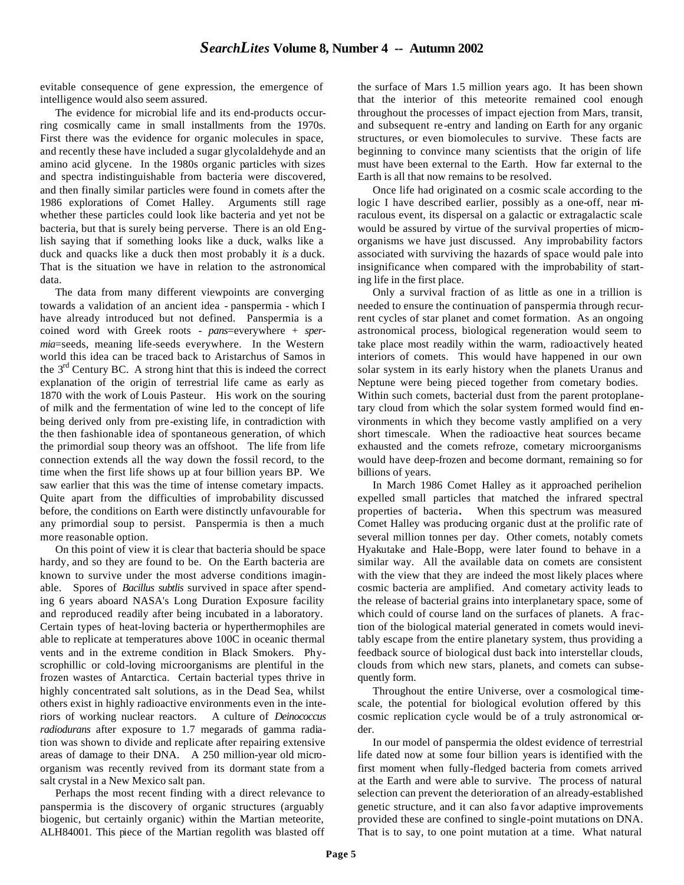evitable consequence of gene expression, the emergence of intelligence would also seem assured.

The evidence for microbial life and its end-products occurring cosmically came in small installments from the 1970s. First there was the evidence for organic molecules in space, and recently these have included a sugar glycolaldehyde and an amino acid glycene. In the 1980s organic particles with sizes and spectra indistinguishable from bacteria were discovered, and then finally similar particles were found in comets after the 1986 explorations of Comet Halley. Arguments still rage whether these particles could look like bacteria and yet not be bacteria, but that is surely being perverse. There is an old English saying that if something looks like a duck, walks like a duck and quacks like a duck then most probably it *is* a duck. That is the situation we have in relation to the astronomical data.

The data from many different viewpoints are converging towards a validation of an ancient idea - panspermia - which I have already introduced but not defined. Panspermia is a coined word with Greek roots - *pans*=everywhere + *spermia*=seeds, meaning life-seeds everywhere. In the Western world this idea can be traced back to Aristarchus of Samos in the 3rd Century BC. A strong hint that this is indeed the correct explanation of the origin of terrestrial life came as early as 1870 with the work of Louis Pasteur. His work on the souring of milk and the fermentation of wine led to the concept of life being derived only from pre-existing life, in contradiction with the then fashionable idea of spontaneous generation, of which the primordial soup theory was an offshoot. The life from life connection extends all the way down the fossil record, to the time when the first life shows up at four billion years BP. We saw earlier that this was the time of intense cometary impacts. Quite apart from the difficulties of improbability discussed before, the conditions on Earth were distinctly unfavourable for any primordial soup to persist. Panspermia is then a much more reasonable option.

On this point of view it is clear that bacteria should be space hardy, and so they are found to be. On the Earth bacteria are known to survive under the most adverse conditions imaginable. Spores of *Bacillus subtlis* survived in space after spending 6 years aboard NASA's Long Duration Exposure facility and reproduced readily after being incubated in a laboratory. Certain types of heat-loving bacteria or hyperthermophiles are able to replicate at temperatures above 100C in oceanic thermal vents and in the extreme condition in Black Smokers. Physcrophillic or cold-loving microorganisms are plentiful in the frozen wastes of Antarctica. Certain bacterial types thrive in highly concentrated salt solutions, as in the Dead Sea, whilst others exist in highly radioactive environments even in the interiors of working nuclear reactors. A culture of *Deinococcus radiodurans* after exposure to 1.7 megarads of gamma radiation was shown to divide and replicate after repairing extensive areas of damage to their DNA. A 250 million-year old microorganism was recently revived from its dormant state from a salt crystal in a New Mexico salt pan.

Perhaps the most recent finding with a direct relevance to panspermia is the discovery of organic structures (arguably biogenic, but certainly organic) within the Martian meteorite, ALH84001. This piece of the Martian regolith was blasted off the surface of Mars 1.5 million years ago. It has been shown that the interior of this meteorite remained cool enough throughout the processes of impact ejection from Mars, transit, and subsequent re-entry and landing on Earth for any organic structures, or even biomolecules to survive. These facts are beginning to convince many scientists that the origin of life must have been external to the Earth. How far external to the Earth is all that now remains to be resolved.

Once life had originated on a cosmic scale according to the logic I have described earlier, possibly as a one-off, near miraculous event, its dispersal on a galactic or extragalactic scale would be assured by virtue of the survival properties of microorganisms we have just discussed. Any improbability factors associated with surviving the hazards of space would pale into insignificance when compared with the improbability of starting life in the first place.

Only a survival fraction of as little as one in a trillion is needed to ensure the continuation of panspermia through recurrent cycles of star planet and comet formation. As an ongoing astronomical process, biological regeneration would seem to take place most readily within the warm, radioactively heated interiors of comets. This would have happened in our own solar system in its early history when the planets Uranus and Neptune were being pieced together from cometary bodies. Within such comets, bacterial dust from the parent protoplanetary cloud from which the solar system formed would find environments in which they become vastly amplified on a very short timescale. When the radioactive heat sources became exhausted and the comets refroze, cometary microorganisms would have deep-frozen and become dormant, remaining so for billions of years.

In March 1986 Comet Halley as it approached perihelion expelled small particles that matched the infrared spectral properties of bacteria**.** When this spectrum was measured Comet Halley was producing organic dust at the prolific rate of several million tonnes per day. Other comets, notably comets Hyakutake and Hale-Bopp, were later found to behave in a similar way. All the available data on comets are consistent with the view that they are indeed the most likely places where cosmic bacteria are amplified. And cometary activity leads to the release of bacterial grains into interplanetary space, some of which could of course land on the surfaces of planets. A fraction of the biological material generated in comets would inevitably escape from the entire planetary system, thus providing a feedback source of biological dust back into interstellar clouds, clouds from which new stars, planets, and comets can subsequently form.

Throughout the entire Universe, over a cosmological timescale, the potential for biological evolution offered by this cosmic replication cycle would be of a truly astronomical order.

In our model of panspermia the oldest evidence of terrestrial life dated now at some four billion years is identified with the first moment when fully-fledged bacteria from comets arrived at the Earth and were able to survive. The process of natural selection can prevent the deterioration of an already-established genetic structure, and it can also favor adaptive improvements provided these are confined to single-point mutations on DNA. That is to say, to one point mutation at a time. What natural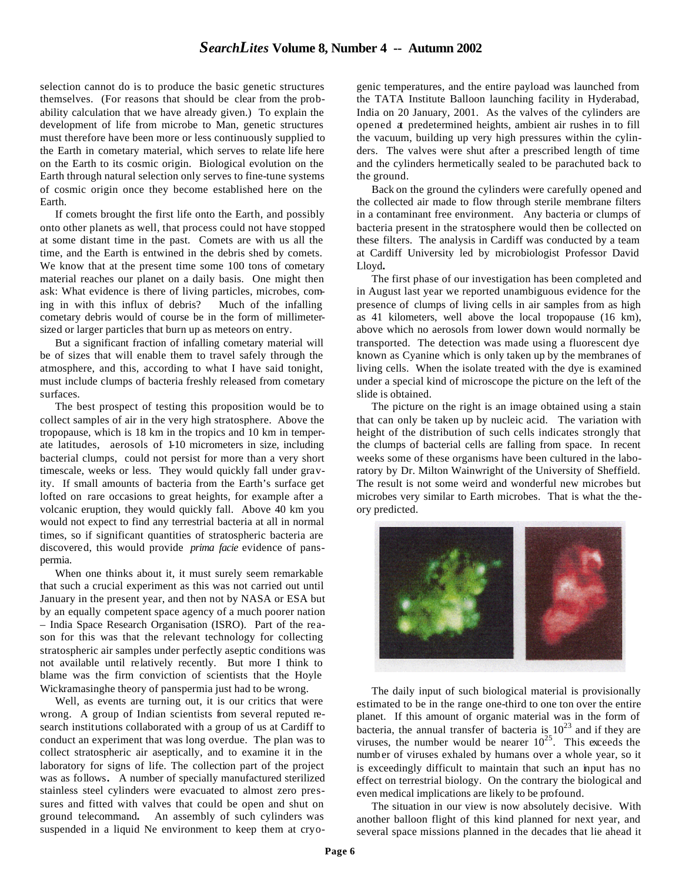selection cannot do is to produce the basic genetic structures themselves. (For reasons that should be clear from the probability calculation that we have already given.) To explain the development of life from microbe to Man, genetic structures must therefore have been more or less continuously supplied to the Earth in cometary material, which serves to relate life here on the Earth to its cosmic origin. Biological evolution on the Earth through natural selection only serves to fine-tune systems of cosmic origin once they become established here on the Earth.

If comets brought the first life onto the Earth, and possibly onto other planets as well, that process could not have stopped at some distant time in the past. Comets are with us all the time, and the Earth is entwined in the debris shed by comets. We know that at the present time some 100 tons of cometary material reaches our planet on a daily basis. One might then ask: What evidence is there of living particles, microbes, coming in with this influx of debris? Much of the infalling cometary debris would of course be in the form of millimeter-sized or larger particles that burn up as meteors on entry.

But a significant fraction of infalling cometary material will be of sizes that will enable them to travel safely through the atmosphere, and this, according to what I have said tonight, must include clumps of bacteria freshly released from cometary surfaces.

The best prospect of testing this proposition would be to collect samples of air in the very high stratosphere. Above the tropopause, which is 18 km in the tropics and 10 km in temperate latitudes, aerosols of 1-10 micrometers in size, including bacterial clumps, could not persist for more than a very short timescale, weeks or less. They would quickly fall under gravity. If small amounts of bacteria from the Earth's surface get lofted on rare occasions to great heights, for example after a volcanic eruption, they would quickly fall. Above 40 km you would not expect to find any terrestrial bacteria at all in normal times, so if significant quantities of stratospheric bacteria are discovered, this would provide *prima facie* evidence of panspermia.

When one thinks about it, it must surely seem remarkable that such a crucial experiment as this was not carried out until January in the present year, and then not by NASA or ESA but by an equally competent space agency of a much poorer nation – India Space Research Organisation (ISRO). Part of the reason for this was that the relevant technology for collecting stratospheric air samples under perfectly aseptic conditions was not available until relatively recently. But more I think to blame was the firm conviction of scientists that the Hoyle Wickramasinghe theory of panspermia just had to be wrong.

Well, as events are turning out, it is our critics that were wrong. A group of Indian scientists from several reputed research institutions collaborated with a group of us at Cardiff to conduct an experiment that was long overdue. The plan was to collect stratospheric air aseptically, and to examine it in the laboratory for signs of life. The collection part of the project was as follows**.** A number of specially manufactured sterilized stainless steel cylinders were evacuated to almost zero pressures and fitted with valves that could be open and shut on ground telecommand**.** An assembly of such cylinders was suspended in a liquid Ne environment to keep them at cryogenic temperatures, and the entire payload was launched from the TATA Institute Balloon launching facility in Hyderabad, India on 20 January, 2001. As the valves of the cylinders are opened at predetermined heights, ambient air rushes in to fill the vacuum, building up very high pressures within the cylinders. The valves were shut after a prescribed length of time and the cylinders hermetically sealed to be parachuted back to the ground.

Back on the ground the cylinders were carefully opened and the collected air made to flow through sterile membrane filters in a contaminant free environment. Any bacteria or clumps of bacteria present in the stratosphere would then be collected on these filters. The analysis in Cardiff was conducted by a team at Cardiff University led by microbiologist Professor David Lloyd**.**

The first phase of our investigation has been completed and in August last year we reported unambiguous evidence for the presence of clumps of living cells in air samples from as high as 41 kilometers, well above the local tropopause (16 km), above which no aerosols from lower down would normally be transported. The detection was made using a fluorescent dye known as Cyanine which is only taken up by the membranes of living cells. When the isolate treated with the dye is examined under a special kind of microscope the picture on the left of the slide is obtained.

The picture on the right is an image obtained using a stain that can only be taken up by nucleic acid. The variation with height of the distribution of such cells indicates strongly that the clumps of bacterial cells are falling from space. In recent weeks some of these organisms have been cultured in the laboratory by Dr. Milton Wainwright of the University of Sheffield. The result is not some weird and wonderful new microbes but microbes very similar to Earth microbes. That is what the theory predicted.

The daily input of such biological material is provisionally estimated to be in the range one-third to one ton over the entire planet. If this amount of organic material was in the form of bacteria, the annual transfer of bacteria is $10^{23}$ and if they are viruses, the number would be nearer $10^{25}$. This exceeds the number of viruses exhaled by humans over a whole year, so it is exceedingly difficult to maintain that such an input has no effect on terrestrial biology. On the contrary the biological and even medical implications are likely to be profound.

The situation in our view is now absolutely decisive. With another balloon flight of this kind planned for next year, and several space missions planned in the decades that lie ahead it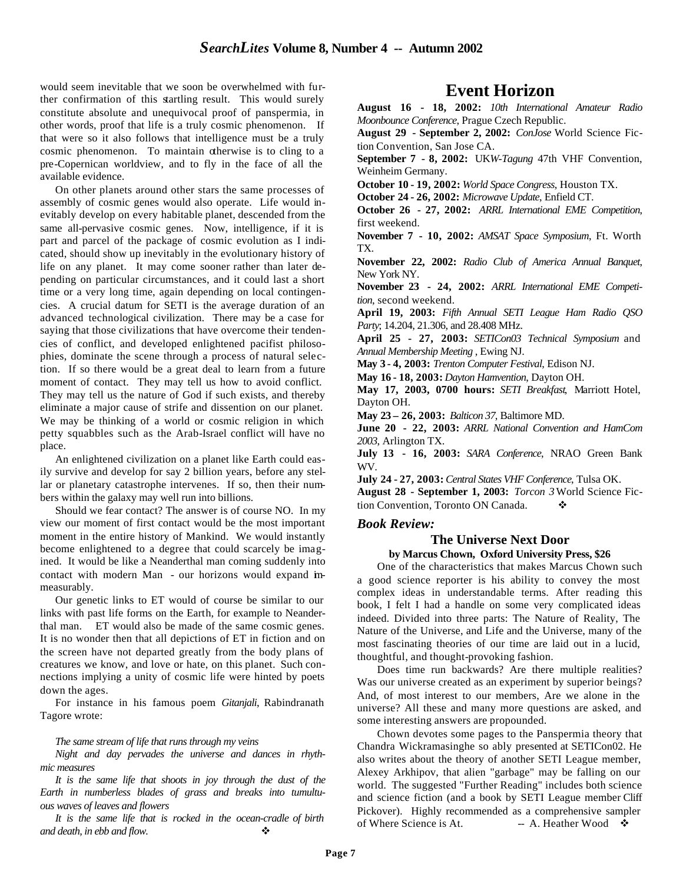would seem inevitable that we soon be overwhelmed with further confirmation of this startling result. This would surely constitute absolute and unequivocal proof of panspermia, in other words, proof that life is a truly cosmic phenomenon. If that were so it also follows that intelligence must be a truly cosmic phenomenon. To maintain otherwise is to cling to a pre-Copernican worldview, and to fly in the face of all the available evidence.

On other planets around other stars the same processes of assembly of cosmic genes would also operate. Life would inevitably develop on every habitable planet, descended from the same all-pervasive cosmic genes. Now, intelligence, if it is part and parcel of the package of cosmic evolution as I indicated, should show up inevitably in the evolutionary history of life on any planet. It may come sooner rather than later depending on particular circumstances, and it could last a short time or a very long time, again depending on local contingencies. A crucial datum for SETI is the average duration of an advanced technological civilization. There may be a case for saying that those civilizations that have overcome their tendencies of conflict, and developed enlightened pacifist philosophies, dominate the scene through a process of natural selection. If so there would be a great deal to learn from a future moment of contact. They may tell us how to avoid conflict. They may tell us the nature of God if such exists, and thereby eliminate a major cause of strife and dissention on our planet. We may be thinking of a world or cosmic religion in which petty squabbles such as the Arab-Israel conflict will have no place.

An enlightened civilization on a planet like Earth could easily survive and develop for say 2 billion years, before any stellar or planetary catastrophe intervenes. If so, then their numbers within the galaxy may well run into billions.

Should we fear contact? The answer is of course NO. In my view our moment of first contact would be the most important moment in the entire history of Mankind. We would instantly become enlightened to a degree that could scarcely be imagined. It would be like a Neanderthal man coming suddenly into contact with modern Man - our horizons would expand immeasurably.

Our genetic links to ET would of course be similar to our links with past life forms on the Earth, for example to Neanderthal man. ET would also be made of the same cosmic genes. It is no wonder then that all depictions of ET in fiction and on the screen have not departed greatly from the body plans of creatures we know, and love or hate, on this planet. Such connections implying a unity of cosmic life were hinted by poets down the ages.

For instance in his famous poem *Gitanjali*, Rabindranath Tagore wrote:

*The same stream of life that runs through my veins*
*Night and day pervades the universe and dances in rhythmic measures*
*It is the same life that shoots in joy through the dust of the Earth in numberless blades of grass and breaks into tumultuous waves of leaves and flowers*
*It is the same life that is rocked in the ocean-cradle of birth and death, in ebb and flow.* ❖

# Event Horizon

**August 16 - 18, 2002:** *10th International Amateur Radio Moonbounce Conference*, Prague Czech Republic.

**August 29 - September 2, 2002:** *ConJose* World Science Fiction Convention, San Jose CA.

**September 7 - 8, 2002:** UK*W-Tagung* 47th VHF Convention, Weinheim Germany.

**October 10 - 19, 2002:** *World Space Congress*, Houston TX.

**October 24 - 26, 2002:** *Microwave Update*, Enfield CT.

**October 26 - 27, 2002:** *ARRL International EME Competition*, first weekend.

**November 7 - 10, 2002:** *AMSAT Space Symposium*, Ft. Worth TX.

**November 22, 2002:** *Radio Club of America Annual Banquet*, New York NY.

**November 23 - 24, 2002:** *ARRL International EME Competition*, second weekend.

**April 19, 2003:** *Fifth Annual SETI League Ham Radio QSO Party*; 14.204, 21.306, and 28.408 MHz.

**April 25 - 27, 2003:** *SETICon03 Technical Symposium* and *Annual Membership Meeting* , Ewing NJ.

**May 3 - 4, 2003:** *Trenton Computer Festival*, Edison NJ.

**May 16 - 18, 2003:** *Dayton Hamvention*, Dayton OH.

**May 17, 2003, 0700 hours:** *SETI Breakfast*, Marriott Hotel, Dayton OH.

**May 23 – 26, 2003:** *Balticon 37*, Baltimore MD.

**June 20 - 22, 2003:** *ARRL National Convention and HamCom 2003*, Arlington TX.

**July 13 - 16, 2003:** *SARA Conference*, NRAO Green Bank WV.

**July 24 - 27, 2003:** *Central States VHF Conference*, Tulsa OK.

**August 28 - September 1, 2003:** *Torcon 3* World Science Fiction Convention, Toronto ON Canada. ❖

### *Book Review:*

### The Universe Next Door

**by Marcus Chown, Oxford University Press, $26**

One of the characteristics that makes Marcus Chown such a good science reporter is his ability to convey the most complex ideas in understandable terms. After reading this book, I felt I had a handle on some very complicated ideas indeed. Divided into three parts: The Nature of Reality, The Nature of the Universe, and Life and the Universe, many of the most fascinating theories of our time are laid out in a lucid, thoughtful, and thought-provoking fashion.

Does time run backwards? Are there multiple realities? Was our universe created as an experiment by superior beings? And, of most interest to our members, Are we alone in the universe? All these and many more questions are asked, and some interesting answers are propounded.

Chown devotes some pages to the Panspermia theory that Chandra Wickramasinghe so ably presented at SETICon02. He also writes about the theory of another SETI League member, Alexey Arkhipov, that alien "garbage" may be falling on our world. The suggested "Further Reading" includes both science and science fiction (and a book by SETI League member Cliff Pickover). Highly recommended as a comprehensive sampler of Where Science is At. -- A. Heather Wood ❖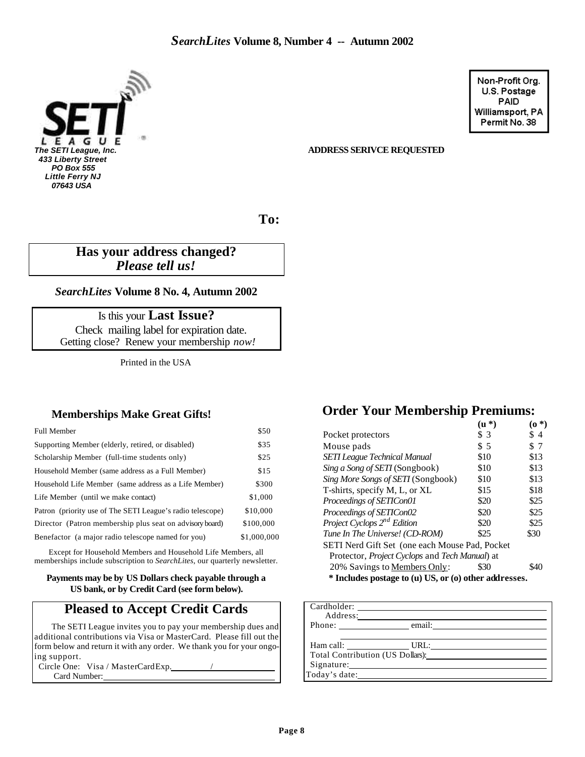*SearchLites* Volume 8, Number 4 -- Autumn 2002

SETI LEAGUE

*The SETI League, Inc.*
*433 Liberty Street*
*PO Box 555*
*Little Ferry NJ*
*07643 USA*

Non-Profit Org.
U.S. Postage
PAID
Williamsport, PA
Permit No. 38

**ADDRESS SERIVCE REQUESTED**

**To:**

**Has your address changed?**
***Please tell us!***

***SearchLites* Volume 8 No. 4, Autumn 2002**

Is this your **Last Issue?**
Check mailing label for expiration date.
Getting close? Renew your membership *now!*

Printed in the USA

## Memberships Make Great Gifts!

| | |
|---|---|
| Full Member | $50 |
| Supporting Member (elderly, retired, or disabled) | $35 |
| Scholarship Member (full-time students only) | $25 |
| Household Member (same address as a Full Member) | $15 |
| Household Life Member (same address as a Life Member) | $300 |
| Life Member (until we make contact) | $1,000 |
| Patron (priority use of The SETI League's radio telescope) | $10,000 |
| Director (Patron membership plus seat on advisory board) | $100,000 |
| Benefactor (a major radio telescope named for you) | $1,000,000 |

Except for Household Members and Household Life Members, all memberships include subscription to *SearchLites*, our quarterly newsletter.

**Payments may be by US Dollars check payable through a US bank, or by Credit Card (see form below).**

## Pleased to Accept Credit Cards

The SETI League invites you to pay your membership dues and additional contributions via Visa or MasterCard. Please fill out the form below and return it with any order. We thank you for your ongoing support.

Circle One: Visa / MasterCard Exp. ________ / ________

Card Number: ______________________________

## Order Your Membership Premiums:

| | (u *) | (o *) |
|---|---|---|
| Pocket protectors | $ 3 | $ 4 |
| Mouse pads | $ 5 | $ 7 |
| *SETI League Technical Manual* | $10 | $13 |
| *Sing a Song of SETI* (Songbook) | $10 | $13 |
| *Sing More Songs of SETI* (Songbook) | $10 | $13 |
| T-shirts, specify M, L, or XL | $15 | $18 |
| *Proceedings of SETICon01* | $20 | $25 |
| *Proceedings of SETICon02* | $20 | $25 |
| *Project Cyclops 2nd Edition* | $20 | $25 |
| *Tune In The Universe! (CD-ROM)* | $25 | $30 |
| SETI Nerd Gift Set (one each Mouse Pad, Pocket Protector, *Project Cyclops* and *Tech Manual*) at 20% Savings to Members Only: | $30 | $40 |

**\* Includes postage to (u) US, or (o) other addresses.**

Cardholder: ______________________________
Address: ______________________________
Phone: ______________ email: ______________
______________________________
Ham call: ______________ URL: ______________
Total Contribution (US Dollars): ______________
Signature: ______________________________
Today's date: ______________________________